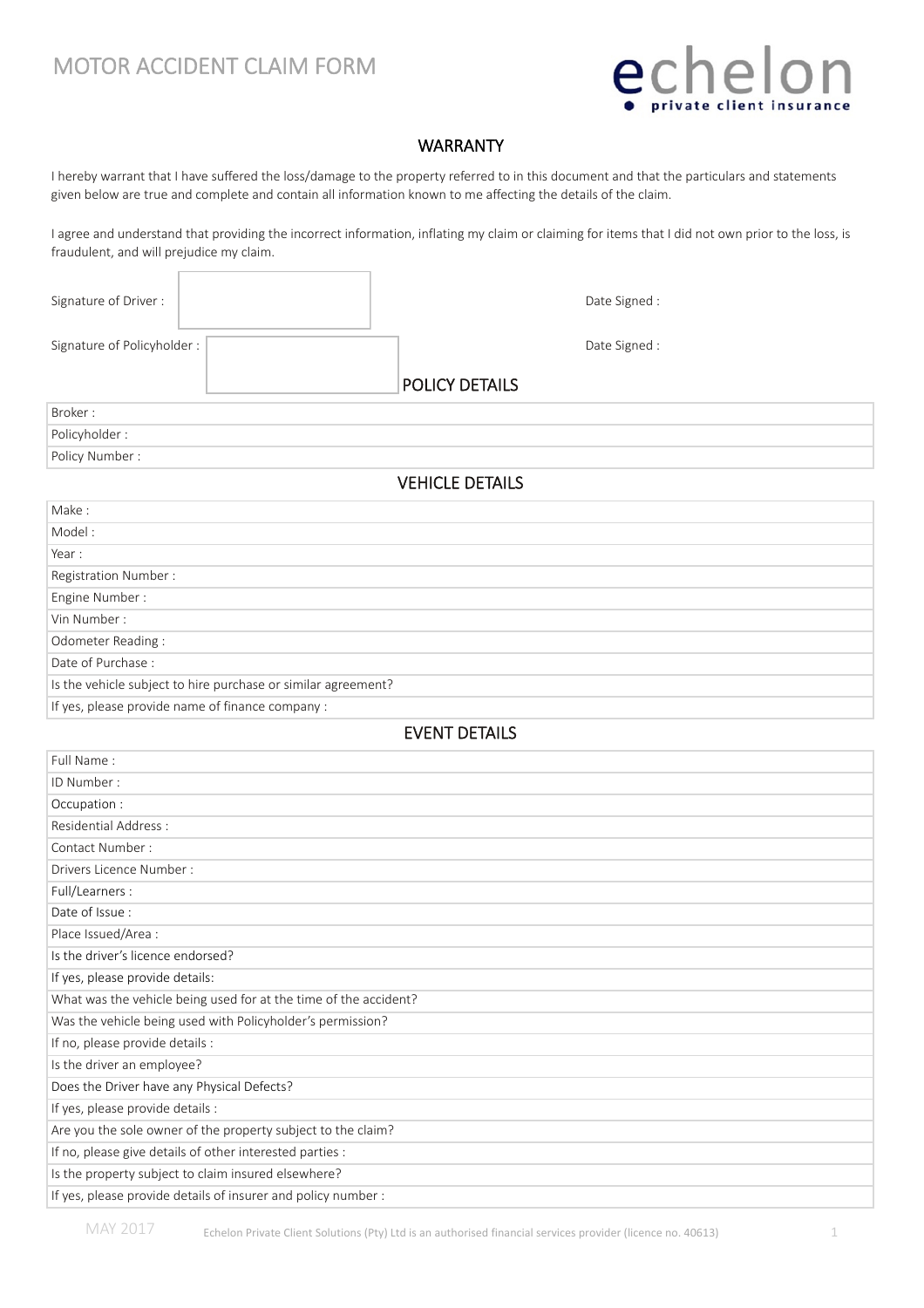# MOTOR ACCIDENT CLAIM FORM

echelon
private client insurance

## WARRANTY

I hereby warrant that I have suffered the loss/damage to the property referred to in this document and that the particulars and statements given below are true and complete and contain all information known to me affecting the details of the claim.

I agree and understand that providing the incorrect information, inflating my claim or claiming for items that I did not own prior to the loss, is fraudulent, and will prejudice my claim.

Signature of Driver : Date Signed :

Signature of Policyholder : Date Signed :

## POLICY DETAILS

| |
|---|
| Broker : |
| Policyholder : |
| Policy Number : |

## VEHICLE DETAILS

| |
|---|
| Make : |
| Model : |
| Year : |
| Registration Number : |
| Engine Number : |
| Vin Number : |
| Odometer Reading : |
| Date of Purchase : |
| Is the vehicle subject to hire purchase or similar agreement? |
| If yes, please provide name of finance company : |

## EVENT DETAILS

| |
|---|
| Full Name : |
| ID Number : |
| Occupation : |
| Residential Address : |
| Contact Number : |
| Drivers Licence Number : |
| Full/Learners : |
| Date of Issue : |
| Place Issued/Area : |
| Is the driver's licence endorsed? |
| If yes, please provide details: |
| What was the vehicle being used for at the time of the accident? |
| Was the vehicle being used with Policyholder's permission? |
| If no, please provide details : |
| Is the driver an employee? |
| Does the Driver have any Physical Defects? |
| If yes, please provide details : |
| Are you the sole owner of the property subject to the claim? |
| If no, please give details of other interested parties : |
| Is the property subject to claim insured elsewhere? |
| If yes, please provide details of insurer and policy number : |

MAY 2017

Echelon Private Client Solutions (Pty) Ltd is an authorised financial services provider (licence no. 40613)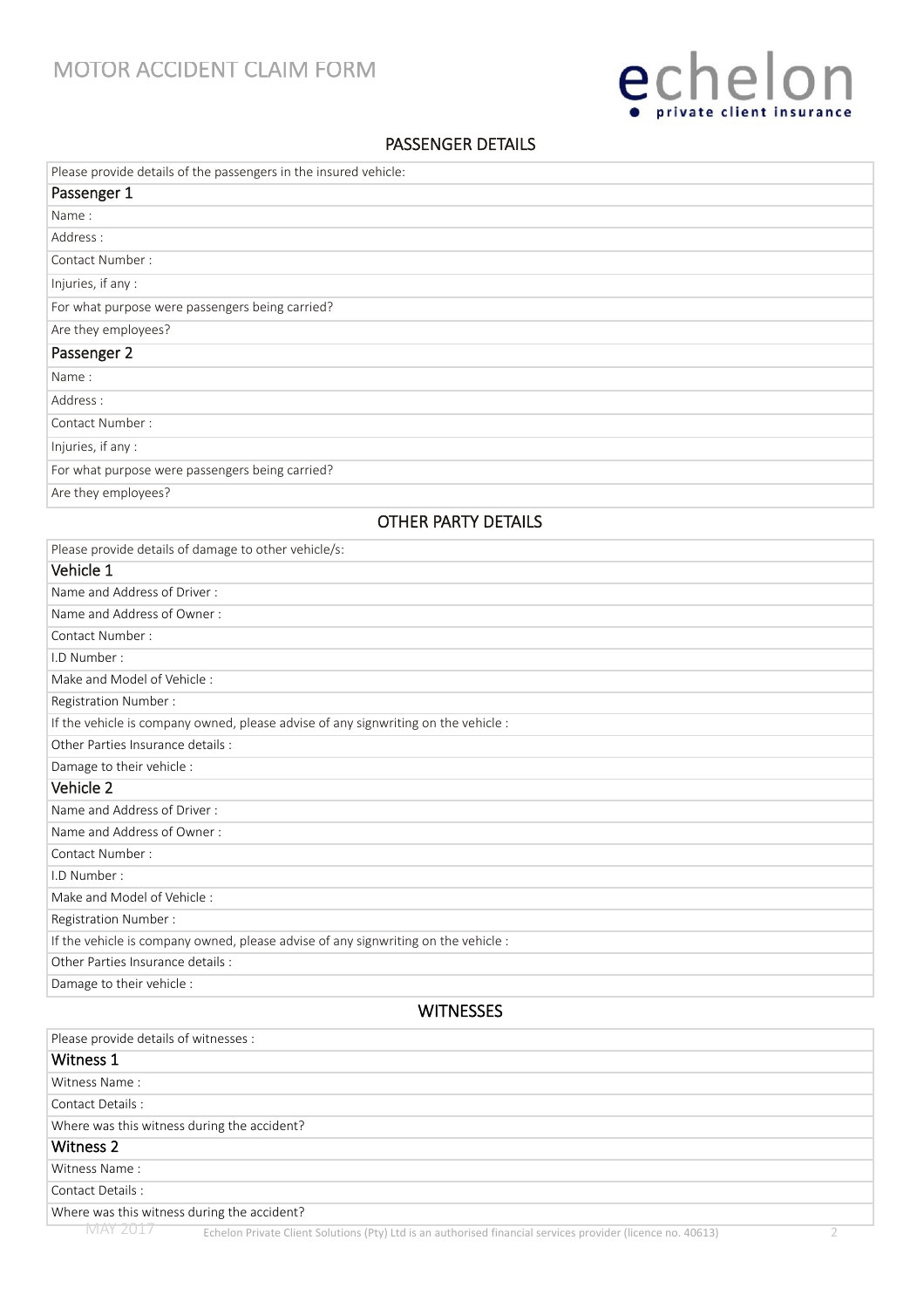## PASSENGER DETAILS

Please provide details of the passengers in the insured vehicle:

### Passenger 1

Name :

Address :

Contact Number :

Injuries, if any :

For what purpose were passengers being carried?

Are they employees?

### Passenger 2

Name :

Address :

Contact Number :

Injuries, if any :

For what purpose were passengers being carried?

Are they employees?

## OTHER PARTY DETAILS

Please provide details of damage to other vehicle/s:

### Vehicle 1

Name and Address of Driver :

Name and Address of Owner :

Contact Number :

I.D Number :

Make and Model of Vehicle :

Registration Number :

If the vehicle is company owned, please advise of any signwriting on the vehicle :

Other Parties Insurance details :

Damage to their vehicle :

### Vehicle 2

Name and Address of Driver :

Name and Address of Owner :

Contact Number :

I.D Number :

Make and Model of Vehicle :

Registration Number :

If the vehicle is company owned, please advise of any signwriting on the vehicle :

Other Parties Insurance details :

Damage to their vehicle :

## WITNESSES

Please provide details of witnesses :

### Witness 1

Witness Name :

Contact Details :

Where was this witness during the accident?

### Witness 2

Witness Name :

Contact Details :

Where was this witness during the accident?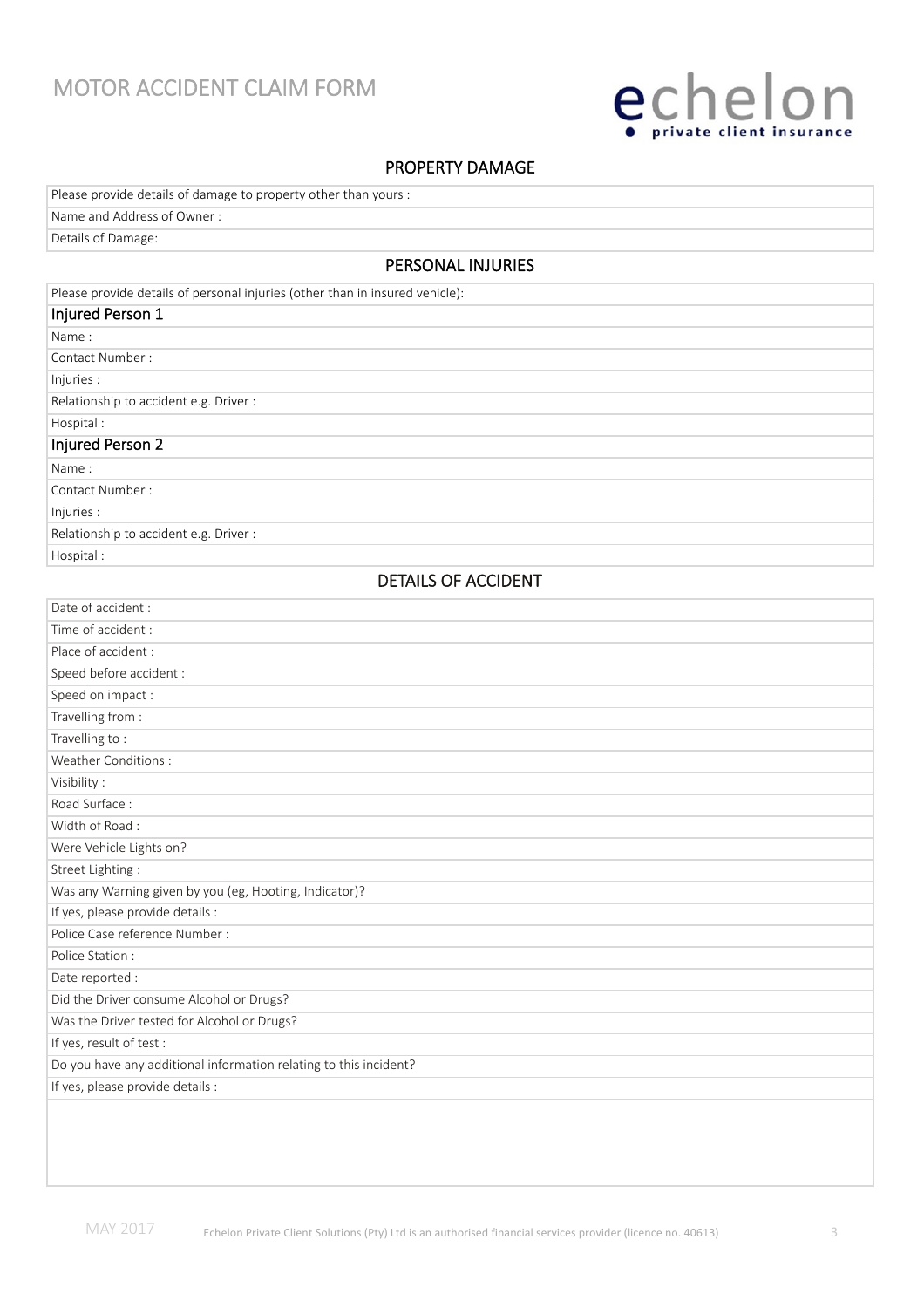# MOTOR ACCIDENT CLAIM FORM

echelon private client insurance

## PROPERTY DAMAGE

Please provide details of damage to property other than yours :

Name and Address of Owner :

Details of Damage:

## PERSONAL INJURIES

Please provide details of personal injuries (other than in insured vehicle):

### Injured Person 1

Name :

Contact Number :

Injuries :

Relationship to accident e.g. Driver :

Hospital :

### Injured Person 2

Name :

Contact Number :

Injuries :

Relationship to accident e.g. Driver :

Hospital :

## DETAILS OF ACCIDENT

Date of accident :

Time of accident :

Place of accident :

Speed before accident :

Speed on impact :

Travelling from :

Travelling to :

Weather Conditions :

Visibility :

Road Surface :

Width of Road :

Were Vehicle Lights on?

Street Lighting :

Was any Warning given by you (eg, Hooting, Indicator)?

If yes, please provide details :

Police Case reference Number :

Police Station :

Date reported :

Did the Driver consume Alcohol or Drugs?

Was the Driver tested for Alcohol or Drugs?

If yes, result of test :

Do you have any additional information relating to this incident?

If yes, please provide details :

MAY 2017 Echelon Private Client Solutions (Pty) Ltd is an authorised financial services provider (licence no. 40613)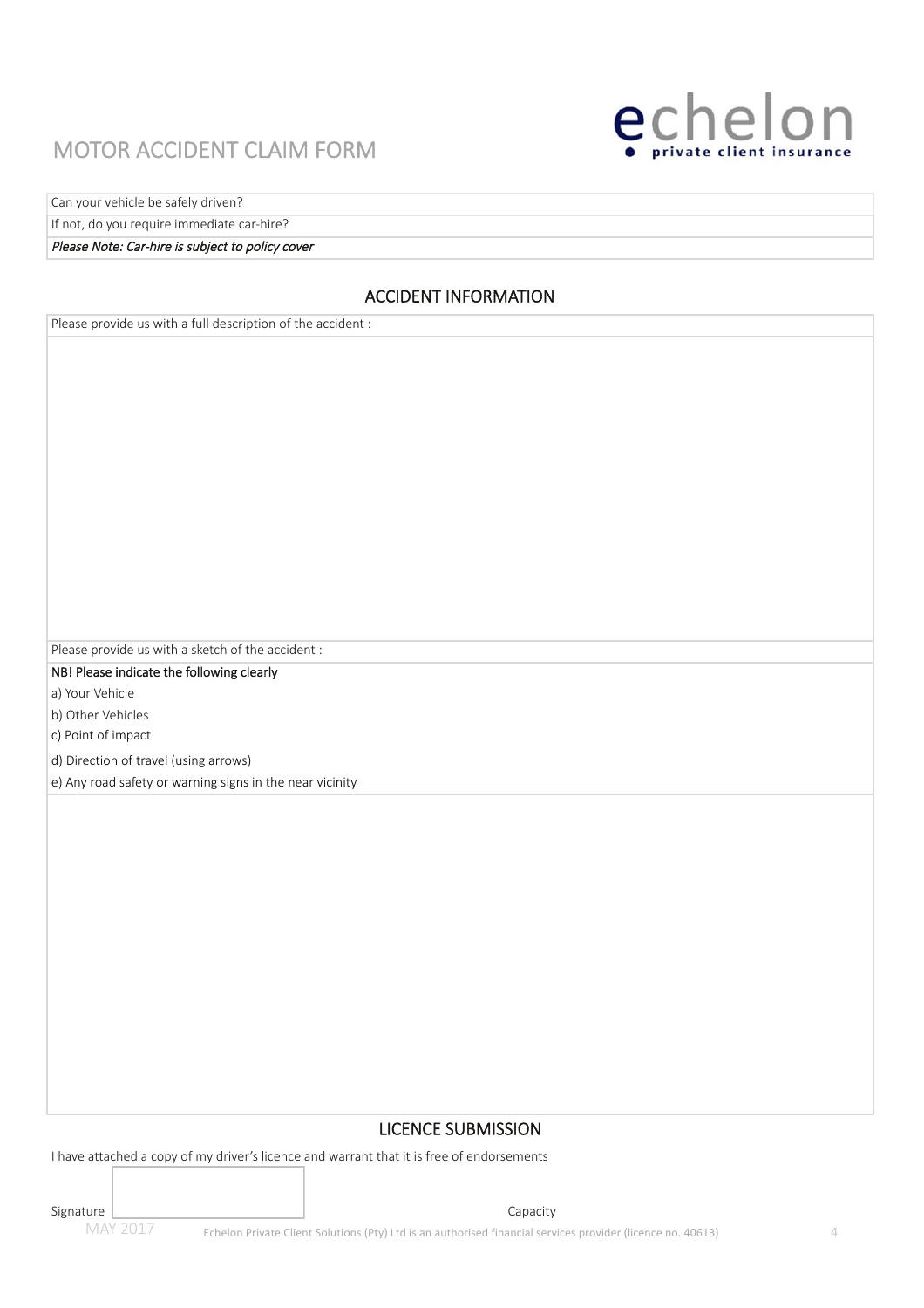# MOTOR ACCIDENT CLAIM FORM

echelon
private client insurance

| |
|---|
| Can your vehicle be safely driven? |
| If not, do you require immediate car-hire? |
| *Please Note: Car-hire is subject to policy cover* |

## ACCIDENT INFORMATION

Please provide us with a full description of the accident :

Please provide us with a sketch of the accident :

NB! Please indicate the following clearly

a) Your Vehicle

b) Other Vehicles

c) Point of impact

d) Direction of travel (using arrows)

e) Any road safety or warning signs in the near vicinity

## LICENCE SUBMISSION

I have attached a copy of my driver's licence and warrant that it is free of endorsements

Signature

Capacity

MAY 2017

Echelon Private Client Solutions (Pty) Ltd is an authorised financial services provider (licence no. 40613)